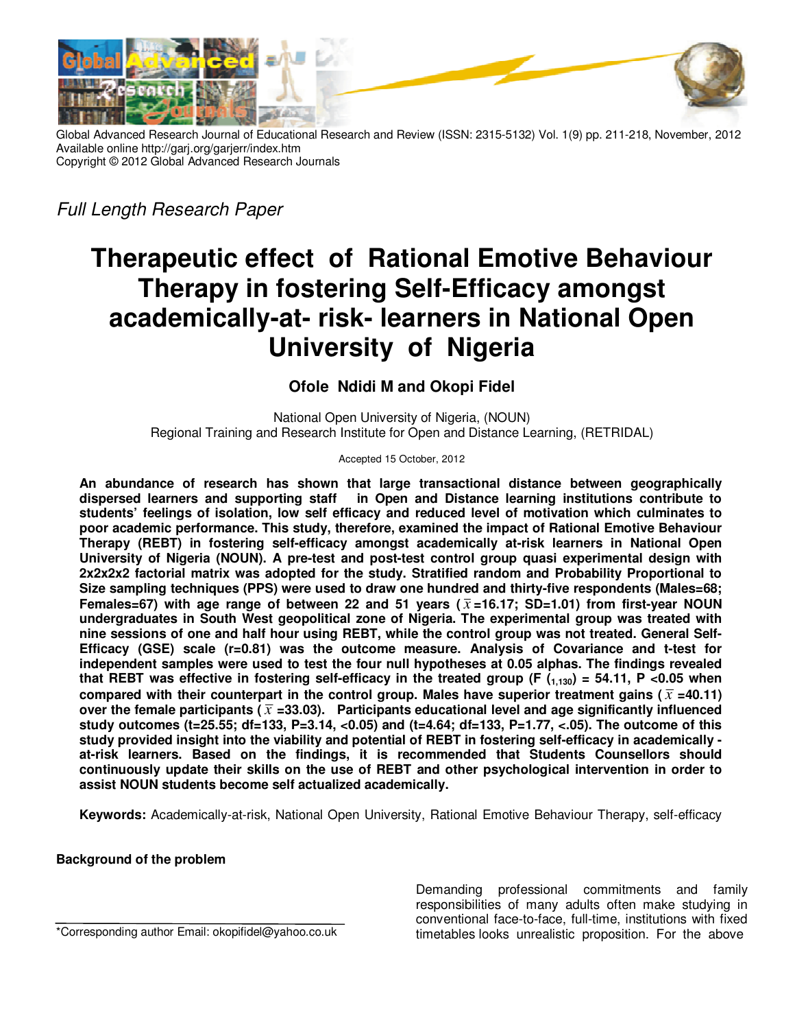Global Advanced Research Journal of Educational Research and Review (ISSN: 2315-5132) Vol. 1(9) pp. 211-218, November, 2012
Available online http://garj.org/garjerr/index.htm
Copyright © 2012 Global Advanced Research Journals

*Full Length Research Paper*

# Therapeutic effect of Rational Emotive Behaviour Therapy in fostering Self-Efficacy amongst academically-at- risk- learners in National Open University of Nigeria

**Ofole Ndidi M and Okopi Fidel**

National Open University of Nigeria, (NOUN)
Regional Training and Research Institute for Open and Distance Learning, (RETRIDAL)

Accepted 15 October, 2012

**An abundance of research has shown that large transactional distance between geographically dispersed learners and supporting staff in Open and Distance learning institutions contribute to students' feelings of isolation, low self efficacy and reduced level of motivation which culminates to poor academic performance. This study, therefore, examined the impact of Rational Emotive Behaviour Therapy (REBT) in fostering self-efficacy amongst academically at-risk learners in National Open University of Nigeria (NOUN). A pre-test and post-test control group quasi experimental design with 2x2x2x2 factorial matrix was adopted for the study. Stratified random and Probability Proportional to Size sampling techniques (PPS) were used to draw one hundred and thirty-five respondents (Males=68; Females=67) with age range of between 22 and 51 years ($\bar{x}$=16.17; SD=1.01) from first-year NOUN undergraduates in South West geopolitical zone of Nigeria. The experimental group was treated with nine sessions of one and half hour using REBT, while the control group was not treated. General Self-Efficacy (GSE) scale (r=0.81) was the outcome measure. Analysis of Covariance and t-test for independent samples were used to test the four null hypotheses at 0.05 alphas. The findings revealed that REBT was effective in fostering self-efficacy in the treated group ($F_{(1,130)}$ = 54.11, P <0.05 when compared with their counterpart in the control group. Males have superior treatment gains ($\bar{x}$ =40.11) over the female participants ($\bar{x}$ =33.03). Participants educational level and age significantly influenced study outcomes (t=25.55; df=133, P=3.14, <0.05) and (t=4.64; df=133, P=1.77, <.05). The outcome of this study provided insight into the viability and potential of REBT in fostering self-efficacy in academically - at-risk learners. Based on the findings, it is recommended that Students Counsellors should continuously update their skills on the use of REBT and other psychological intervention in order to assist NOUN students become self actualized academically.**

**Keywords:** Academically-at-risk, National Open University, Rational Emotive Behaviour Therapy, self-efficacy

**Background of the problem**

Demanding professional commitments and family responsibilities of many adults often make studying in conventional face-to-face, full-time, institutions with fixed timetables looks unrealistic proposition. For the above

\*Corresponding author Email: okopifidel@yahoo.co.uk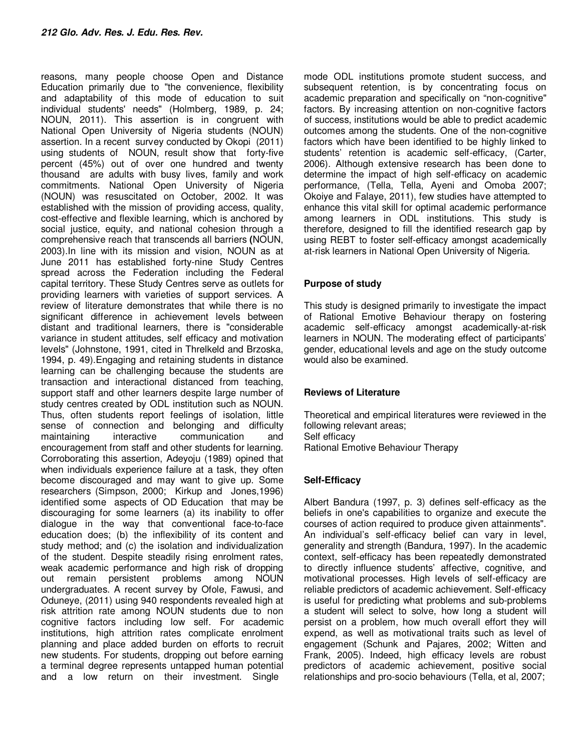reasons, many people choose Open and Distance Education primarily due to "the convenience, flexibility and adaptability of this mode of education to suit individual students' needs" (Holmberg, 1989, p. 24; NOUN, 2011). This assertion is in congruent with National Open University of Nigeria students (NOUN) assertion. In a recent survey conducted by Okopi (2011) using students of NOUN, result show that forty-five percent (45%) out of over one hundred and twenty thousand are adults with busy lives, family and work commitments. National Open University of Nigeria (NOUN) was resuscitated on October, 2002. It was established with the mission of providing access, quality, cost-effective and flexible learning, which is anchored by social justice, equity, and national cohesion through a comprehensive reach that transcends all barriers (NOUN, 2003).In line with its mission and vision, NOUN as at June 2011 has established forty-nine Study Centres spread across the Federation including the Federal capital territory. These Study Centres serve as outlets for providing learners with varieties of support services. A review of literature demonstrates that while there is no significant difference in achievement levels between distant and traditional learners, there is "considerable variance in student attitudes, self efficacy and motivation levels" (Johnstone, 1991, cited in Threlkeld and Brzoska, 1994, p. 49).Engaging and retaining students in distance learning can be challenging because the students are transaction and interactional distanced from teaching, support staff and other learners despite large number of study centres created by ODL institution such as NOUN. Thus, often students report feelings of isolation, little sense of connection and belonging and difficulty maintaining interactive communication and encouragement from staff and other students for learning. Corroborating this assertion, Adeyoju (1989) opined that when individuals experience failure at a task, they often become discouraged and may want to give up. Some researchers (Simpson, 2000; Kirkup and Jones,1996) identified some aspects of OD Education that may be discouraging for some learners (a) its inability to offer dialogue in the way that conventional face-to-face education does; (b) the inflexibility of its content and study method; and (c) the isolation and individualization of the student. Despite steadily rising enrolment rates, weak academic performance and high risk of dropping out remain persistent problems among NOUN undergraduates. A recent survey by Ofole, Fawusi, and Oduneye, (2011) using 940 respondents revealed high at risk attrition rate among NOUN students due to non cognitive factors including low self. For academic institutions, high attrition rates complicate enrolment planning and place added burden on efforts to recruit new students. For students, dropping out before earning a terminal degree represents untapped human potential and a low return on their investment. Single mode ODL institutions promote student success, and subsequent retention, is by concentrating focus on academic preparation and specifically on "non-cognitive" factors. By increasing attention on non-cognitive factors of success, institutions would be able to predict academic outcomes among the students. One of the non-cognitive factors which have been identified to be highly linked to students' retention is academic self-efficacy, (Carter, 2006). Although extensive research has been done to determine the impact of high self-efficacy on academic performance, (Tella, Tella, Ayeni and Omoba 2007; Okoiye and Falaye, 2011), few studies have attempted to enhance this vital skill for optimal academic performance among learners in ODL institutions. This study is therefore, designed to fill the identified research gap by using REBT to foster self-efficacy amongst academically at-risk learners in National Open University of Nigeria.

## Purpose of study

This study is designed primarily to investigate the impact of Rational Emotive Behaviour therapy on fostering academic self-efficacy amongst academically-at-risk learners in NOUN. The moderating effect of participants' gender, educational levels and age on the study outcome would also be examined.

## Reviews of Literature

Theoretical and empirical literatures were reviewed in the following relevant areas;
Self efficacy
Rational Emotive Behaviour Therapy

## Self-Efficacy

Albert Bandura (1997, p. 3) defines self-efficacy as the beliefs in one's capabilities to organize and execute the courses of action required to produce given attainments". An individual's self-efficacy belief can vary in level, generality and strength (Bandura, 1997). In the academic context, self-efficacy has been repeatedly demonstrated to directly influence students' affective, cognitive, and motivational processes. High levels of self-efficacy are reliable predictors of academic achievement. Self-efficacy is useful for predicting what problems and sub-problems a student will select to solve, how long a student will persist on a problem, how much overall effort they will expend, as well as motivational traits such as level of engagement (Schunk and Pajares, 2002; Witten and Frank, 2005). Indeed, high efficacy levels are robust predictors of academic achievement, positive social relationships and pro-socio behaviours (Tella, et al, 2007;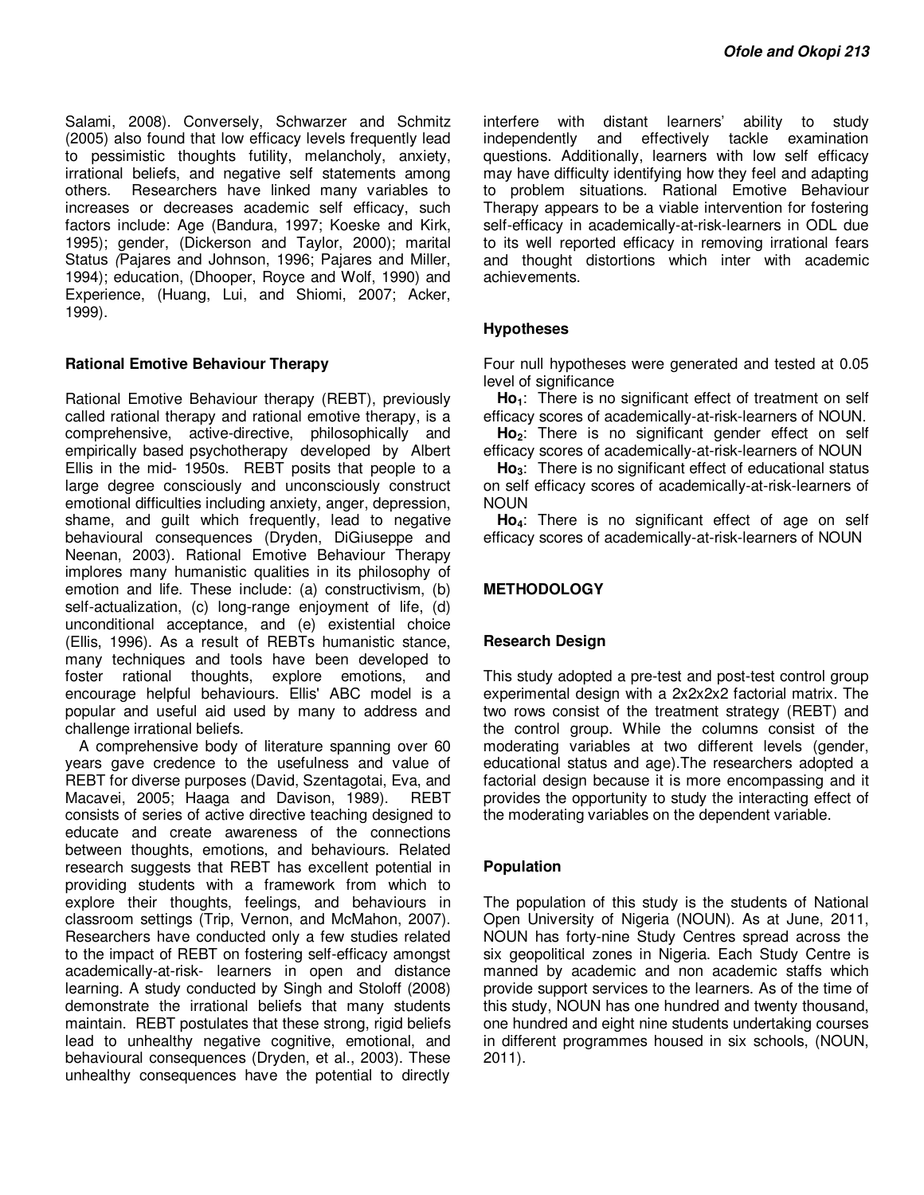Salami, 2008). Conversely, Schwarzer and Schmitz (2005) also found that low efficacy levels frequently lead to pessimistic thoughts futility, melancholy, anxiety, irrational beliefs, and negative self statements among others. Researchers have linked many variables to increases or decreases academic self efficacy, such factors include: Age (Bandura, 1997; Koeske and Kirk, 1995); gender, (Dickerson and Taylor, 2000); marital Status (Pajares and Johnson, 1996; Pajares and Miller, 1994); education, (Dhooper, Royce and Wolf, 1990) and Experience, (Huang, Lui, and Shiomi, 2007; Acker, 1999).

### Rational Emotive Behaviour Therapy

Rational Emotive Behaviour therapy (REBT), previously called rational therapy and rational emotive therapy, is a comprehensive, active-directive, philosophically and empirically based psychotherapy developed by Albert Ellis in the mid- 1950s. REBT posits that people to a large degree consciously and unconsciously construct emotional difficulties including anxiety, anger, depression, shame, and guilt which frequently, lead to negative behavioural consequences (Dryden, DiGiuseppe and Neenan, 2003). Rational Emotive Behaviour Therapy implores many humanistic qualities in its philosophy of emotion and life. These include: (a) constructivism, (b) self-actualization, (c) long-range enjoyment of life, (d) unconditional acceptance, and (e) existential choice (Ellis, 1996). As a result of REBTs humanistic stance, many techniques and tools have been developed to foster rational thoughts, explore emotions, and encourage helpful behaviours. Ellis' ABC model is a popular and useful aid used by many to address and challenge irrational beliefs.

A comprehensive body of literature spanning over 60 years gave credence to the usefulness and value of REBT for diverse purposes (David, Szentagotai, Eva, and Macavei, 2005; Haaga and Davison, 1989). REBT consists of series of active directive teaching designed to educate and create awareness of the connections between thoughts, emotions, and behaviours. Related research suggests that REBT has excellent potential in providing students with a framework from which to explore their thoughts, feelings, and behaviours in classroom settings (Trip, Vernon, and McMahon, 2007). Researchers have conducted only a few studies related to the impact of REBT on fostering self-efficacy amongst academically-at-risk- learners in open and distance learning. A study conducted by Singh and Stoloff (2008) demonstrate the irrational beliefs that many students maintain. REBT postulates that these strong, rigid beliefs lead to unhealthy negative cognitive, emotional, and behavioural consequences (Dryden, et al., 2003). These unhealthy consequences have the potential to directly interfere with distant learners' ability to study independently and effectively tackle examination questions. Additionally, learners with low self efficacy may have difficulty identifying how they feel and adapting to problem situations. Rational Emotive Behaviour Therapy appears to be a viable intervention for fostering self-efficacy in academically-at-risk-learners in ODL due to its well reported efficacy in removing irrational fears and thought distortions which inter with academic achievements.

### Hypotheses

Four null hypotheses were generated and tested at 0.05 level of significance

**$Ho_1$**: There is no significant effect of treatment on self efficacy scores of academically-at-risk-learners of NOUN.

**$Ho_2$**: There is no significant gender effect on self efficacy scores of academically-at-risk-learners of NOUN

**$Ho_3$**: There is no significant effect of educational status on self efficacy scores of academically-at-risk-learners of NOUN

**$Ho_4$**: There is no significant effect of age on self efficacy scores of academically-at-risk-learners of NOUN

## METHODOLOGY

### Research Design

This study adopted a pre-test and post-test control group experimental design with a 2x2x2x2 factorial matrix. The two rows consist of the treatment strategy (REBT) and the control group. While the columns consist of the moderating variables at two different levels (gender, educational status and age).The researchers adopted a factorial design because it is more encompassing and it provides the opportunity to study the interacting effect of the moderating variables on the dependent variable.

### Population

The population of this study is the students of National Open University of Nigeria (NOUN). As at June, 2011, NOUN has forty-nine Study Centres spread across the six geopolitical zones in Nigeria. Each Study Centre is manned by academic and non academic staffs which provide support services to the learners. As of the time of this study, NOUN has one hundred and twenty thousand, one hundred and eight nine students undertaking courses in different programmes housed in six schools, (NOUN, 2011).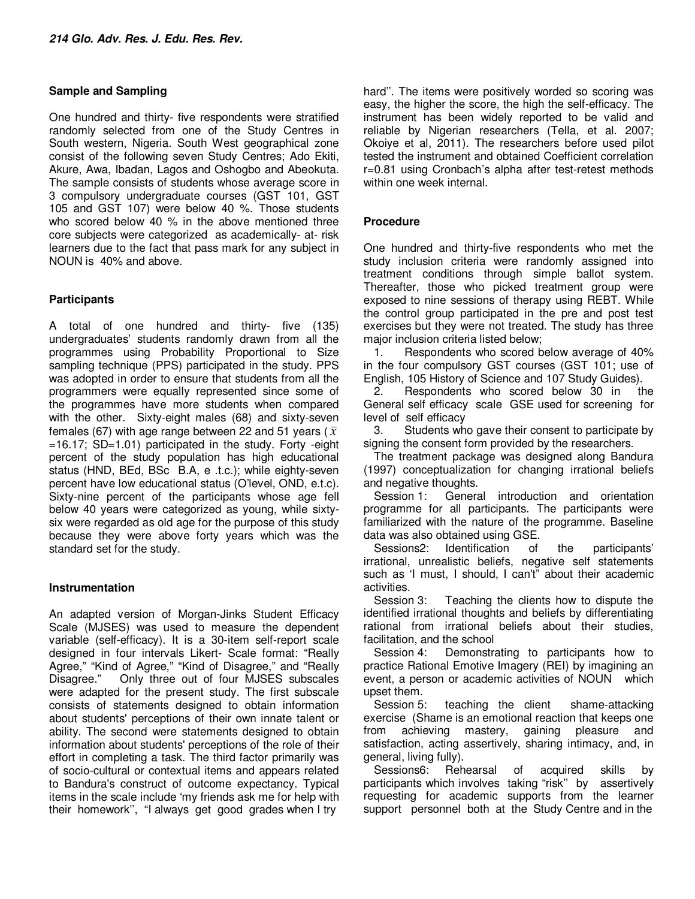**Sample and Sampling**

One hundred and thirty- five respondents were stratified randomly selected from one of the Study Centres in South western, Nigeria. South West geographical zone consist of the following seven Study Centres; Ado Ekiti, Akure, Awa, Ibadan, Lagos and Oshogbo and Abeokuta. The sample consists of students whose average score in 3 compulsory undergraduate courses (GST 101, GST 105 and GST 107) were below 40 %. Those students who scored below 40 % in the above mentioned three core subjects were categorized as academically- at- risk learners due to the fact that pass mark for any subject in NOUN is 40% and above.

**Participants**

A total of one hundred and thirty- five (135) undergraduates' students randomly drawn from all the programmes using Probability Proportional to Size sampling technique (PPS) participated in the study. PPS was adopted in order to ensure that students from all the programmers were equally represented since some of the programmes have more students when compared with the other. Sixty-eight males (68) and sixty-seven females (67) with age range between 22 and 51 years ($\bar{x}$ =16.17; SD=1.01) participated in the study. Forty -eight percent of the study population has high educational status (HND, BEd, BSc B.A, e .t.c.); while eighty-seven percent have low educational status (O'level, OND, e.t.c). Sixty-nine percent of the participants whose age fell below 40 years were categorized as young, while sixty-six were regarded as old age for the purpose of this study because they were above forty years which was the standard set for the study.

**Instrumentation**

An adapted version of Morgan-Jinks Student Efficacy Scale (MJSES) was used to measure the dependent variable (self-efficacy). It is a 30-item self-report scale designed in four intervals Likert- Scale format: "Really Agree," "Kind of Agree," "Kind of Disagree," and "Really Disagree." Only three out of four MJSES subscales were adapted for the present study. The first subscale consists of statements designed to obtain information about students' perceptions of their own innate talent or ability. The second were statements designed to obtain information about students' perceptions of the role of their effort in completing a task. The third factor primarily was of socio-cultural or contextual items and appears related to Bandura's construct of outcome expectancy. Typical items in the scale include 'my friends ask me for help with their homework'', "I always get good grades when I try hard''. The items were positively worded so scoring was easy, the higher the score, the high the self-efficacy. The instrument has been widely reported to be valid and reliable by Nigerian researchers (Tella, et al. 2007; Okoiye et al, 2011). The researchers before used pilot tested the instrument and obtained Coefficient correlation r=0.81 using Cronbach's alpha after test-retest methods within one week internal.

**Procedure**

One hundred and thirty-five respondents who met the study inclusion criteria were randomly assigned into treatment conditions through simple ballot system. Thereafter, those who picked treatment group were exposed to nine sessions of therapy using REBT. While the control group participated in the pre and post test exercises but they were not treated. The study has three major inclusion criteria listed below;

1. Respondents who scored below average of 40% in the four compulsory GST courses (GST 101; use of English, 105 History of Science and 107 Study Guides).
2. Respondents who scored below 30 in the General self efficacy scale GSE used for screening for level of self efficacy
3. Students who gave their consent to participate by signing the consent form provided by the researchers.

The treatment package was designed along Bandura (1997) conceptualization for changing irrational beliefs and negative thoughts.

Session 1: General introduction and orientation programme for all participants. The participants were familiarized with the nature of the programme. Baseline data was also obtained using GSE.

Sessions2: Identification of the participants' irrational, unrealistic beliefs, negative self statements such as 'I must, I should, I can't" about their academic activities.

Session 3: Teaching the clients how to dispute the identified irrational thoughts and beliefs by differentiating rational from irrational beliefs about their studies, facilitation, and the school

Session 4: Demonstrating to participants how to practice Rational Emotive Imagery (REI) by imagining an event, a person or academic activities of NOUN which upset them.

Session 5: teaching the client shame-attacking exercise (Shame is an emotional reaction that keeps one from achieving mastery, gaining pleasure and satisfaction, acting assertively, sharing intimacy, and, in general, living fully).

Sessions6: Rehearsal of acquired skills by participants which involves taking "risk'' by assertively requesting for academic supports from the learner support personnel both at the Study Centre and in the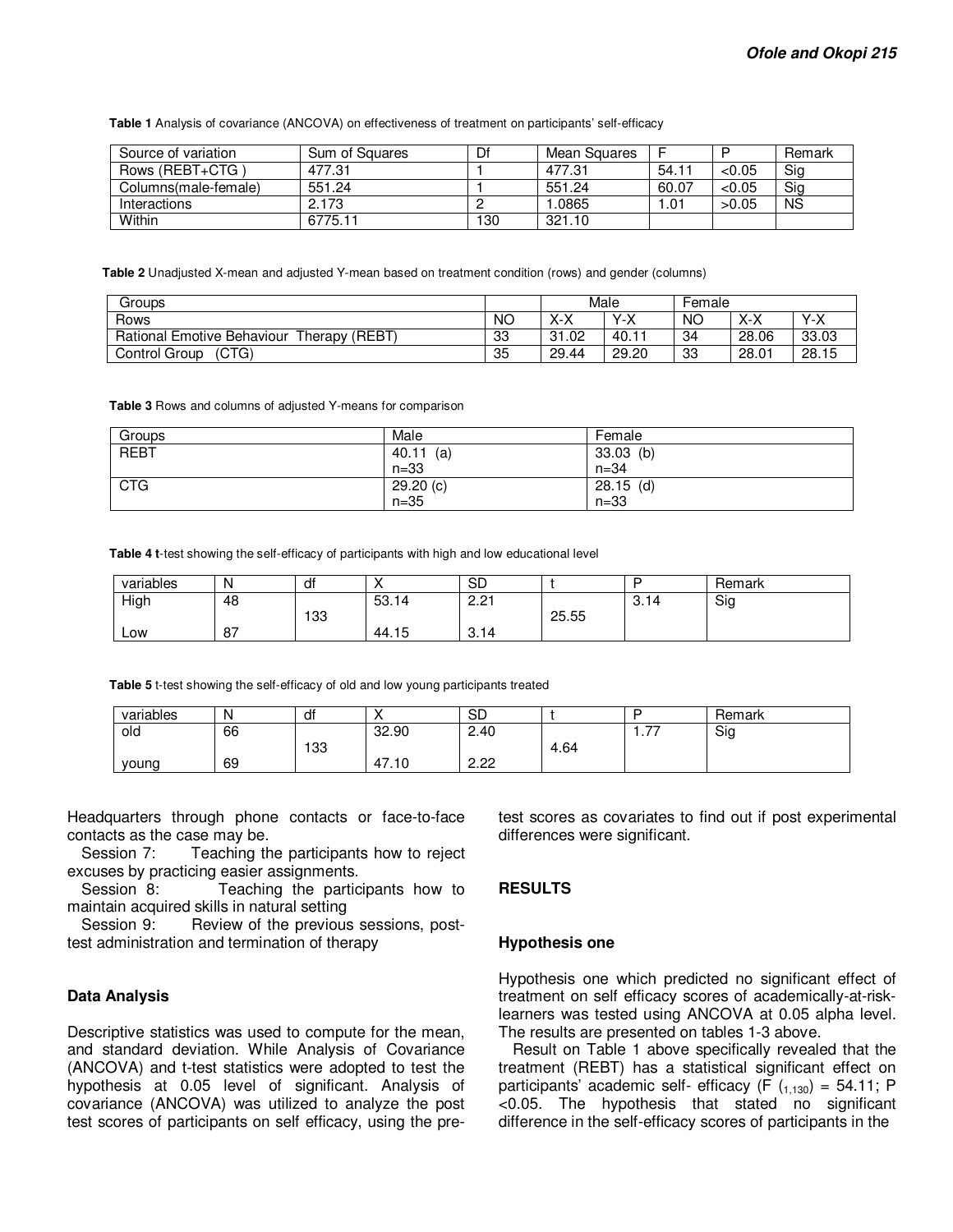**Table 1** Analysis of covariance (ANCOVA) on effectiveness of treatment on participants' self-efficacy

| Source of variation | Sum of Squares | Df | Mean Squares | F | P | Remark |
|---|---|---|---|---|---|---|
| Rows (REBT+CTG ) | 477.31 | 1 | 477.31 | 54.11 | <0.05 | Sig |
| Columns(male-female) | 551.24 | 1 | 551.24 | 60.07 | <0.05 | Sig |
| Interactions | 2.173 | 2 | 1.0865 | 1.01 | >0.05 | NS |
| Within | 6775.11 | 130 | 321.10 | | | |

**Table 2** Unadjusted X-mean and adjusted Y-mean based on treatment condition (rows) and gender (columns)

| Groups | | Male | | Female | | |
|---|---|---|---|---|---|---|
| Rows | NO | X-X | Y-X | NO | X-X | Y-X |
| Rational Emotive Behaviour Therapy (REBT) | 33 | 31.02 | 40.11 | 34 | 28.06 | 33.03 |
| Control Group (CTG) | 35 | 29.44 | 29.20 | 33 | 28.01 | 28.15 |

**Table 3** Rows and columns of adjusted Y-means for comparison

| Groups | Male | Female |
|---|---|---|
| REBT | 40.11 (a) n=33 | 33.03 (b) n=34 |
| CTG | 29.20 (c) n=35 | 28.15 (d) n=33 |

**Table 4** t-test showing the self-efficacy of participants with high and low educational level

| variables | N | df | X | SD | t | P | Remark |
|---|---|---|---|---|---|---|---|
| High | 48 | 133 | 53.14 | 2.21 | 25.55 | 3.14 | Sig |
| Low | 87 | | 44.15 | 3.14 | | | |

**Table 5** t-test showing the self-efficacy of old and low young participants treated

| variables | N | df | X | SD | t | P | Remark |
|---|---|---|---|---|---|---|---|
| old | 66 | 133 | 32.90 | 2.40 | 4.64 | 1.77 | Sig |
| young | 69 | | 47.10 | 2.22 | | | |

Headquarters through phone contacts or face-to-face contacts as the case may be.

Session 7: Teaching the participants how to reject excuses by practicing easier assignments.

Session 8: Teaching the participants how to maintain acquired skills in natural setting

Session 9: Review of the previous sessions, post-test administration and termination of therapy

### Data Analysis

Descriptive statistics was used to compute for the mean, and standard deviation. While Analysis of Covariance (ANCOVA) and t-test statistics were adopted to test the hypothesis at 0.05 level of significant. Analysis of covariance (ANCOVA) was utilized to analyze the post test scores of participants on self efficacy, using the pre-test scores as covariates to find out if post experimental differences were significant.

## RESULTS

### Hypothesis one

Hypothesis one which predicted no significant effect of treatment on self efficacy scores of academically-at-risk-learners was tested using ANCOVA at 0.05 alpha level. The results are presented on tables 1-3 above.

Result on Table 1 above specifically revealed that the treatment (REBT) has a statistical significant effect on participants' academic self- efficacy ($F_{(1,130)} = 54.11$; $P < 0.05$. The hypothesis that stated no significant difference in the self-efficacy scores of participants in the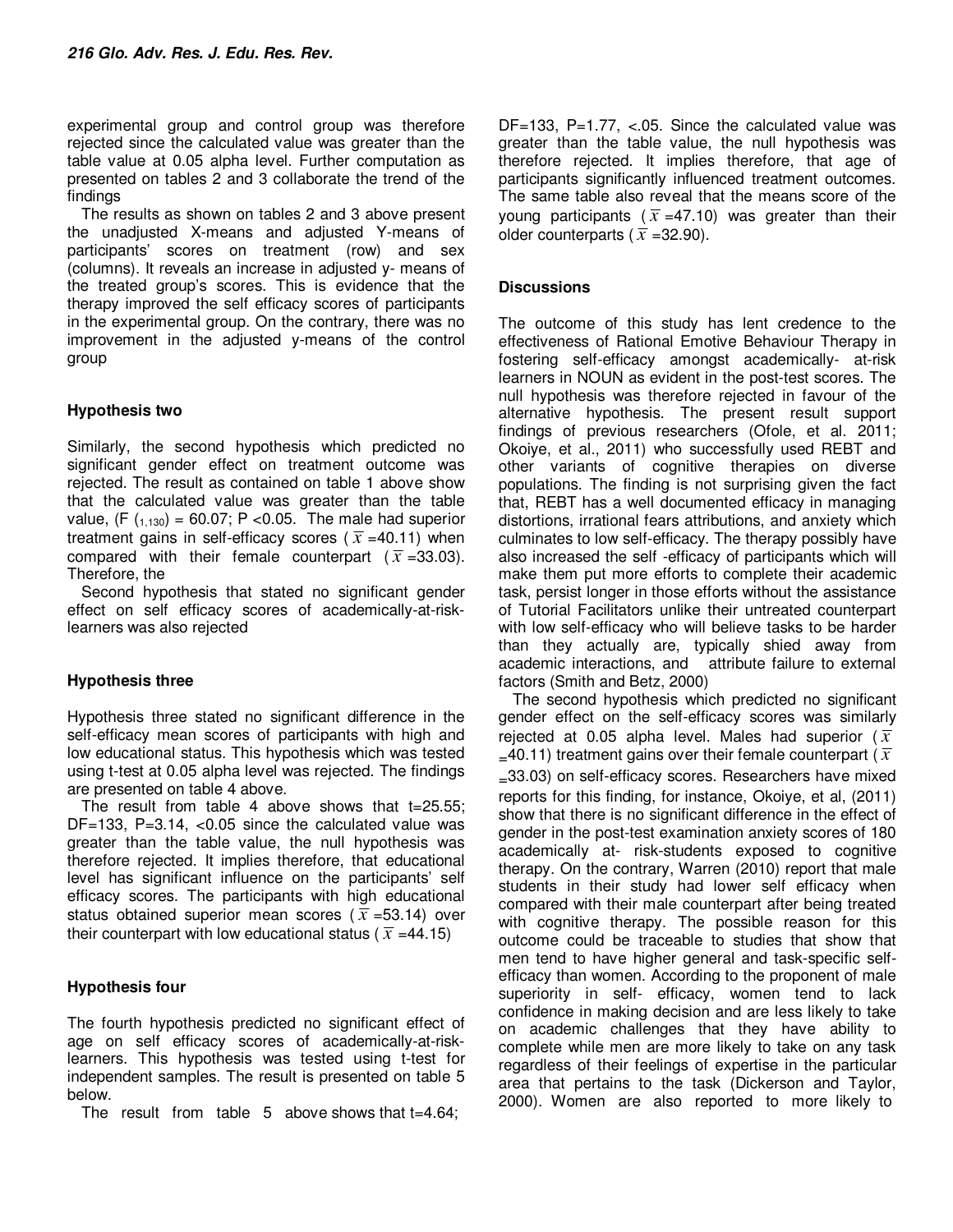experimental group and control group was therefore rejected since the calculated value was greater than the table value at 0.05 alpha level. Further computation as presented on tables 2 and 3 collaborate the trend of the findings

The results as shown on tables 2 and 3 above present the unadjusted X-means and adjusted Y-means of participants' scores on treatment (row) and sex (columns). It reveals an increase in adjusted y- means of the treated group's scores. This is evidence that the therapy improved the self efficacy scores of participants in the experimental group. On the contrary, there was no improvement in the adjusted y-means of the control group

### Hypothesis two

Similarly, the second hypothesis which predicted no significant gender effect on treatment outcome was rejected. The result as contained on table 1 above show that the calculated value was greater than the table value, ($F_{(1,130)}$ = 60.07; $P$ <0.05. The male had superior treatment gains in self-efficacy scores ($\bar{x}$ =40.11) when compared with their female counterpart ($\bar{x}$ =33.03). Therefore, the

Second hypothesis that stated no significant gender effect on self efficacy scores of academically-at-risk-learners was also rejected

### Hypothesis three

Hypothesis three stated no significant difference in the self-efficacy mean scores of participants with high and low educational status. This hypothesis which was tested using t-test at 0.05 alpha level was rejected. The findings are presented on table 4 above.

The result from table 4 above shows that t=25.55; DF=133, P=3.14, <0.05 since the calculated value was greater than the table value, the null hypothesis was therefore rejected. It implies therefore, that educational level has significant influence on the participants' self efficacy scores. The participants with high educational status obtained superior mean scores ($\bar{x}$ =53.14) over their counterpart with low educational status ($\bar{x}$ =44.15)

### Hypothesis four

The fourth hypothesis predicted no significant effect of age on self efficacy scores of academically-at-risk-learners. This hypothesis was tested using t-test for independent samples. The result is presented on table 5 below.

The result from table 5 above shows that t=4.64; DF=133, P=1.77, <.05. Since the calculated value was greater than the table value, the null hypothesis was therefore rejected. It implies therefore, that age of participants significantly influenced treatment outcomes. The same table also reveal that the means score of the young participants ($\bar{x}$ =47.10) was greater than their older counterparts ($\bar{x}$ =32.90).

### Discussions

The outcome of this study has lent credence to the effectiveness of Rational Emotive Behaviour Therapy in fostering self-efficacy amongst academically- at-risk learners in NOUN as evident in the post-test scores. The null hypothesis was therefore rejected in favour of the alternative hypothesis. The present result support findings of previous researchers (Ofole, et al. 2011; Okoiye, et al., 2011) who successfully used REBT and other variants of cognitive therapies on diverse populations. The finding is not surprising given the fact that, REBT has a well documented efficacy in managing distortions, irrational fears attributions, and anxiety which culminates to low self-efficacy. The therapy possibly have also increased the self -efficacy of participants which will make them put more efforts to complete their academic task, persist longer in those efforts without the assistance of Tutorial Facilitators unlike their untreated counterpart with low self-efficacy who will believe tasks to be harder than they actually are, typically shied away from academic interactions, and attribute failure to external factors (Smith and Betz, 2000)

The second hypothesis which predicted no significant gender effect on the self-efficacy scores was similarly rejected at 0.05 alpha level. Males had superior ($\bar{x}$ =40.11) treatment gains over their female counterpart ($\bar{x}$ =33.03) on self-efficacy scores. Researchers have mixed reports for this finding, for instance, Okoiye, et al, (2011) show that there is no significant difference in the effect of gender in the post-test examination anxiety scores of 180 academically at- risk-students exposed to cognitive therapy. On the contrary, Warren (2010) report that male students in their study had lower self efficacy when compared with their male counterpart after being treated with cognitive therapy. The possible reason for this outcome could be traceable to studies that show that men tend to have higher general and task-specific self-efficacy than women. According to the proponent of male superiority in self- efficacy, women tend to lack confidence in making decision and are less likely to take on academic challenges that they have ability to complete while men are more likely to take on any task regardless of their feelings of expertise in the particular area that pertains to the task (Dickerson and Taylor, 2000). Women are also reported to more likely to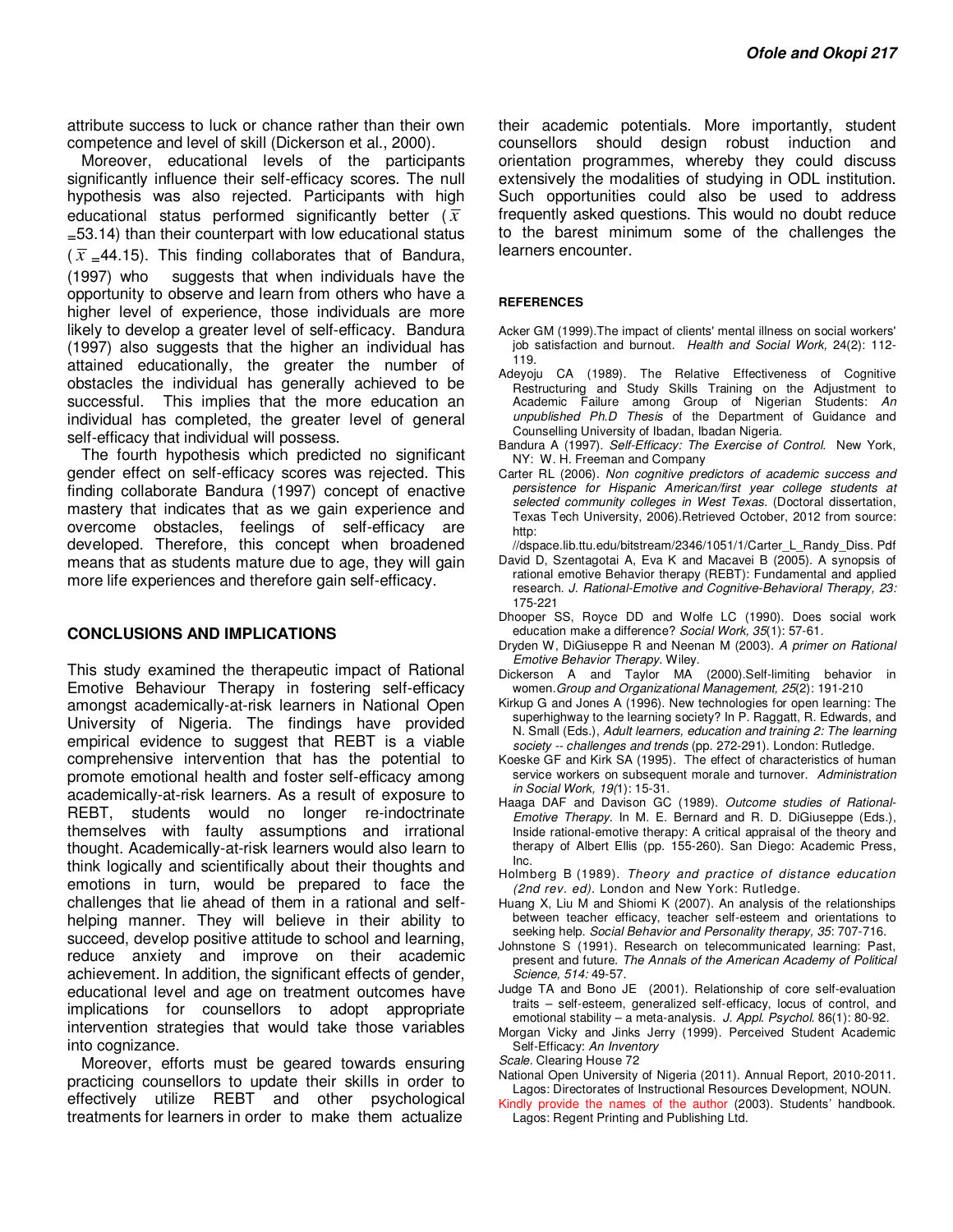attribute success to luck or chance rather than their own competence and level of skill (Dickerson et al., 2000).

Moreover, educational levels of the participants significantly influence their self-efficacy scores. The null hypothesis was also rejected. Participants with high educational status performed significantly better ($\bar{x}$ =53.14) than their counterpart with low educational status ($\bar{x}$ =44.15). This finding collaborates that of Bandura, (1997) who suggests that when individuals have the opportunity to observe and learn from others who have a higher level of experience, those individuals are more likely to develop a greater level of self-efficacy. Bandura (1997) also suggests that the higher an individual has attained educationally, the greater the number of obstacles the individual has generally achieved to be successful. This implies that the more education an individual has completed, the greater level of general self-efficacy that individual will possess.

The fourth hypothesis which predicted no significant gender effect on self-efficacy scores was rejected. This finding collaborate Bandura (1997) concept of enactive mastery that indicates that as we gain experience and overcome obstacles, feelings of self-efficacy are developed. Therefore, this concept when broadened means that as students mature due to age, they will gain more life experiences and therefore gain self-efficacy.

## CONCLUSIONS AND IMPLICATIONS

This study examined the therapeutic impact of Rational Emotive Behaviour Therapy in fostering self-efficacy amongst academically-at-risk learners in National Open University of Nigeria. The findings have provided empirical evidence to suggest that REBT is a viable comprehensive intervention that has the potential to promote emotional health and foster self-efficacy among academically-at-risk learners. As a result of exposure to REBT, students would no longer re-indoctrinate themselves with faulty assumptions and irrational thought. Academically-at-risk learners would also learn to think logically and scientifically about their thoughts and emotions in turn, would be prepared to face the challenges that lie ahead of them in a rational and self-helping manner. They will believe in their ability to succeed, develop positive attitude to school and learning, reduce anxiety and improve on their academic achievement. In addition, the significant effects of gender, educational level and age on treatment outcomes have implications for counsellors to adopt appropriate intervention strategies that would take those variables into cognizance.

Moreover, efforts must be geared towards ensuring practicing counsellors to update their skills in order to effectively utilize REBT and other psychological treatments for learners in order to make them actualize their academic potentials. More importantly, student counsellors should design robust induction and orientation programmes, whereby they could discuss extensively the modalities of studying in ODL institution. Such opportunities could also be used to address frequently asked questions. This would no doubt reduce to the barest minimum some of the challenges the learners encounter.

### REFERENCES

Acker GM (1999).The impact of clients' mental illness on social workers' job satisfaction and burnout. *Health and Social Work,* 24(2): 112-119.

Adeyoju CA (1989). The Relative Effectiveness of Cognitive Restructuring and Study Skills Training on the Adjustment to Academic Failure among Group of Nigerian Students: *An unpublished Ph.D Thesis* of the Department of Guidance and Counselling University of Ibadan, Ibadan Nigeria.

Bandura A (1997). *Self-Efficacy: The Exercise of Control.* New York, NY: W. H. Freeman and Company

Carter RL (2006). *Non cognitive predictors of academic success and persistence for Hispanic American/first year college students at selected community colleges in West Texas.* (Doctoral dissertation, Texas Tech University, 2006).Retrieved October, 2012 from source: http: //dspace.lib.ttu.edu/bitstream/2346/1051/1/Carter_L_Randy_Diss. Pdf

David D, Szentagotai A, Eva K and Macavei B (2005). A synopsis of rational emotive Behavior therapy (REBT): Fundamental and applied research. *J. Rational-Emotive and Cognitive-Behavioral Therapy, 23:* 175-221

Dhooper SS, Royce DD and Wolfe LC (1990). Does social work education make a difference? *Social Work, 35*(1): 57-61.

Dryden W, DiGiuseppe R and Neenan M (2003). *A primer on Rational Emotive Behavior Therapy.* Wiley.

Dickerson A and Taylor MA (2000).Self-limiting behavior in women.*Group and Organizational Management, 25*(2): 191-210

Kirkup G and Jones A (1996). New technologies for open learning: The superhighway to the learning society? In P. Raggatt, R. Edwards, and N. Small (Eds.), *Adult learners, education and training 2: The learning society -- challenges and trends* (pp. 272-291). London: Rutledge.

Koeske GF and Kirk SA (1995). The effect of characteristics of human service workers on subsequent morale and turnover. *Administration in Social Work, 19(*1): 15-31.

Haaga DAF and Davison GC (1989). *Outcome studies of Rational-Emotive Therapy.* In M. E. Bernard and R. D. DiGiuseppe (Eds.), Inside rational-emotive therapy: A critical appraisal of the theory and therapy of Albert Ellis (pp. 155-260). San Diego: Academic Press, Inc.

Holmberg B (1989). *Theory and practice of distance education (2nd rev. ed).* London and New York: Rutledge.

Huang X, Liu M and Shiomi K (2007). An analysis of the relationships between teacher efficacy, teacher self-esteem and orientations to seeking help. *Social Behavior and Personality therapy, 35*: 707-716.

Johnstone S (1991). Research on telecommunicated learning: Past, present and future. *The Annals of the American Academy of Political Science, 514:* 49-57.

Judge TA and Bono JE (2001). Relationship of core self-evaluation traits – self-esteem, generalized self-efficacy, locus of control, and emotional stability – a meta-analysis. *J. Appl. Psychol.* 86(1): 80-92.

Morgan Vicky and Jinks Jerry (1999). Perceived Student Academic Self-Efficacy: *An Inventory Scale.* Clearing House 72

National Open University of Nigeria (2011). Annual Report, 2010-2011. Lagos: Directorates of Instructional Resources Development, NOUN.

Kindly provide the names of the author (2003). Students' handbook. Lagos: Regent Printing and Publishing Ltd.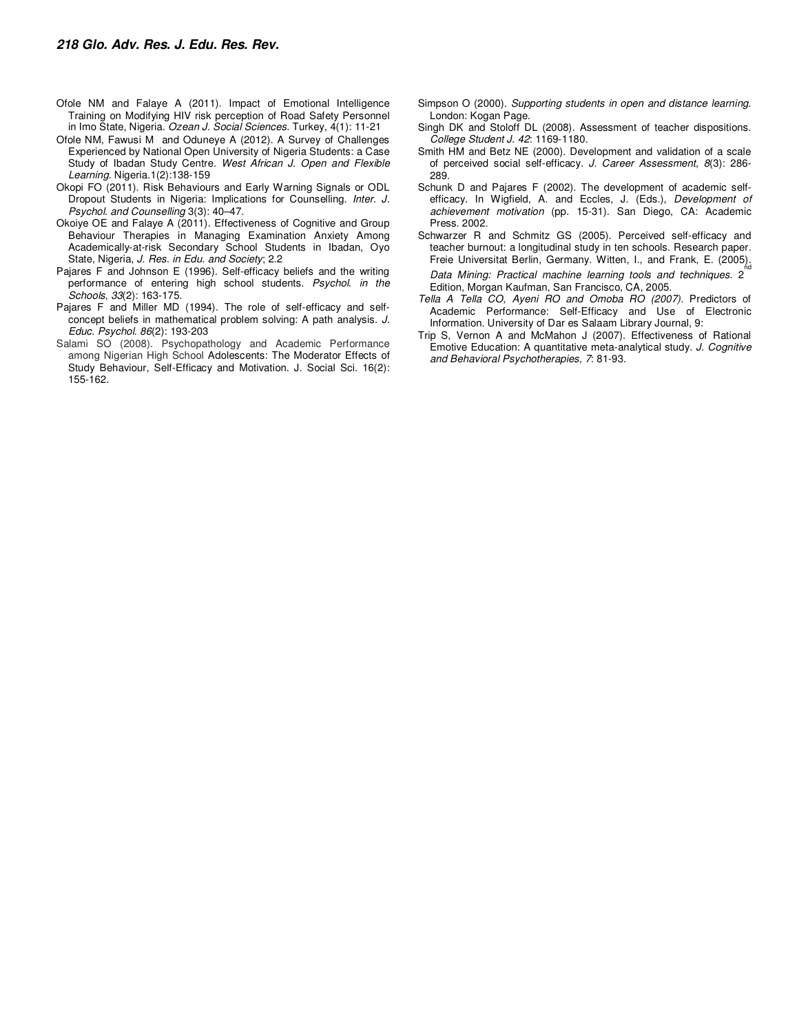Ofole NM and Falaye A (2011). Impact of Emotional Intelligence Training on Modifying HIV risk perception of Road Safety Personnel in Imo State, Nigeria. *Ozean J. Social Sciences*. Turkey, 4(1): 11-21

Ofole NM, Fawusi M and Oduneye A (2012). A Survey of Challenges Experienced by National Open University of Nigeria Students: a Case Study of Ibadan Study Centre. *West African J. Open and Flexible Learning*. Nigeria.1(2):138-159

Okopi FO (2011). Risk Behaviours and Early Warning Signals or ODL Dropout Students in Nigeria: Implications for Counselling. *Inter. J. Psychol. and Counselling* 3(3): 40–47.

Okoiye OE and Falaye A (2011). Effectiveness of Cognitive and Group Behaviour Therapies in Managing Examination Anxiety Among Academically-at-risk Secondary School Students in Ibadan, Oyo State, Nigeria, *J. Res. in Edu. and Society*; 2.2

Pajares F and Johnson E (1996). Self-efficacy beliefs and the writing performance of entering high school students. *Psychol. in the Schools, 33*(2): 163-175.

Pajares F and Miller MD (1994). The role of self-efficacy and self-concept beliefs in mathematical problem solving: A path analysis. *J. Educ. Psychol. 86*(2): 193-203

Salami SO (2008). Psychopathology and Academic Performance among Nigerian High School Adolescents: The Moderator Effects of Study Behaviour, Self-Efficacy and Motivation. J. Social Sci. 16(2): 155-162.

Simpson O (2000). *Supporting students in open and distance learning.* London: Kogan Page.

Singh DK and Stoloff DL (2008). Assessment of teacher dispositions. *College Student J. 42*: 1169-1180.

Smith HM and Betz NE (2000). Development and validation of a scale of perceived social self-efficacy. *J. Career Assessment, 8*(3): 286-289.

Schunk D and Pajares F (2002). The development of academic self-efficacy. In Wigfield, A. and Eccles, J. (Eds.), *Development of achievement motivation* (pp. 15-31). San Diego, CA: Academic Press. 2002.

Schwarzer R and Schmitz GS (2005). Perceived self-efficacy and teacher burnout: a longitudinal study in ten schools. Research paper. Freie Universitat Berlin, Germany. Witten, I., and Frank, E. (2005). *Data Mining: Practical machine learning tools and techniques.* 2nd Edition, Morgan Kaufman, San Francisco, CA, 2005.

*Tella A Tella CO, Ayeni RO and Omoba RO (2007).* Predictors of Academic Performance: Self-Efficacy and Use of Electronic Information. University of Dar es Salaam Library Journal, 9:

Trip S, Vernon A and McMahon J (2007). Effectiveness of Rational Emotive Education: A quantitative meta-analytical study. *J. Cognitive and Behavioral Psychotherapies, 7*: 81-93.